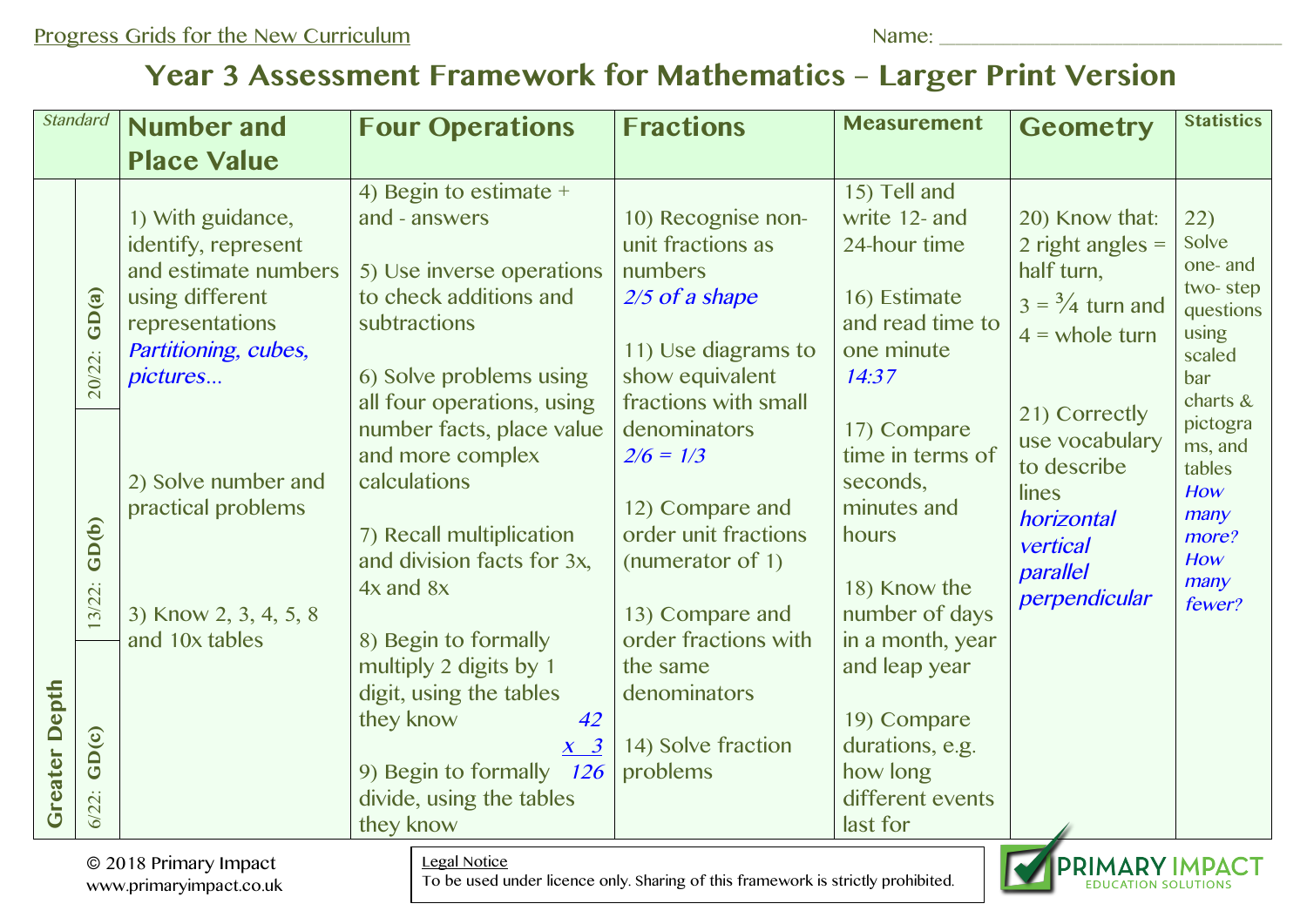Progress Grids for the New Curriculum

Name: ______________________________

# Year 3 Assessment Framework for Mathematics – Larger Print Version

| Standard | | Number and Place Value | Four Operations | Fractions | Measurement | Geometry | Statistics |
|---|---|---|---|---|---|---|---|
| Greater Depth | 20/22: GD(a) 13/22: GD(b) 6/22: GD(c) | 1) With guidance, identify, represent and estimate numbers using different representations *Partitioning, cubes, pictures…* 2) Solve number and practical problems 3) Know 2, 3, 4, 5, 8 and 10x tables | 4) Begin to estimate + and - answers 5) Use inverse operations to check additions and subtractions 6) Solve problems using all four operations, using number facts, place value and more complex calculations 7) Recall multiplication and division facts for 3x, 4x and 8x 8) Begin to formally multiply 2 digits by 1 digit, using the tables they know *42 x 3 126* 9) Begin to formally divide, using the tables they know | 10) Recognise non-unit fractions as numbers *2/5 of a shape* 11) Use diagrams to show equivalent fractions with small denominators *2/6 = 1/3* 12) Compare and order unit fractions (numerator of 1) 13) Compare and order fractions with the same denominators 14) Solve fraction problems | 15) Tell and write 12- and 24-hour time 16) Estimate and read time to one minute *14:37* 17) Compare time in terms of seconds, minutes and hours 18) Know the number of days in a month, year and leap year 19) Compare durations, e.g. how long different events last for | 20) Know that: 2 right angles = half turn, 3 = ¾ turn and 4 = whole turn 21) Correctly use vocabulary to describe lines *horizontal vertical parallel perpendicular* | 22) Solve one- and two- step questions using scaled bar charts & pictograms, and tables *How many more? How many fewer?* |

© 2018 Primary Impact
www.primaryimpact.co.uk

Legal Notice
To be used under licence only. Sharing of this framework is strictly prohibited.

PRIMARY IMPACT EDUCATION SOLUTIONS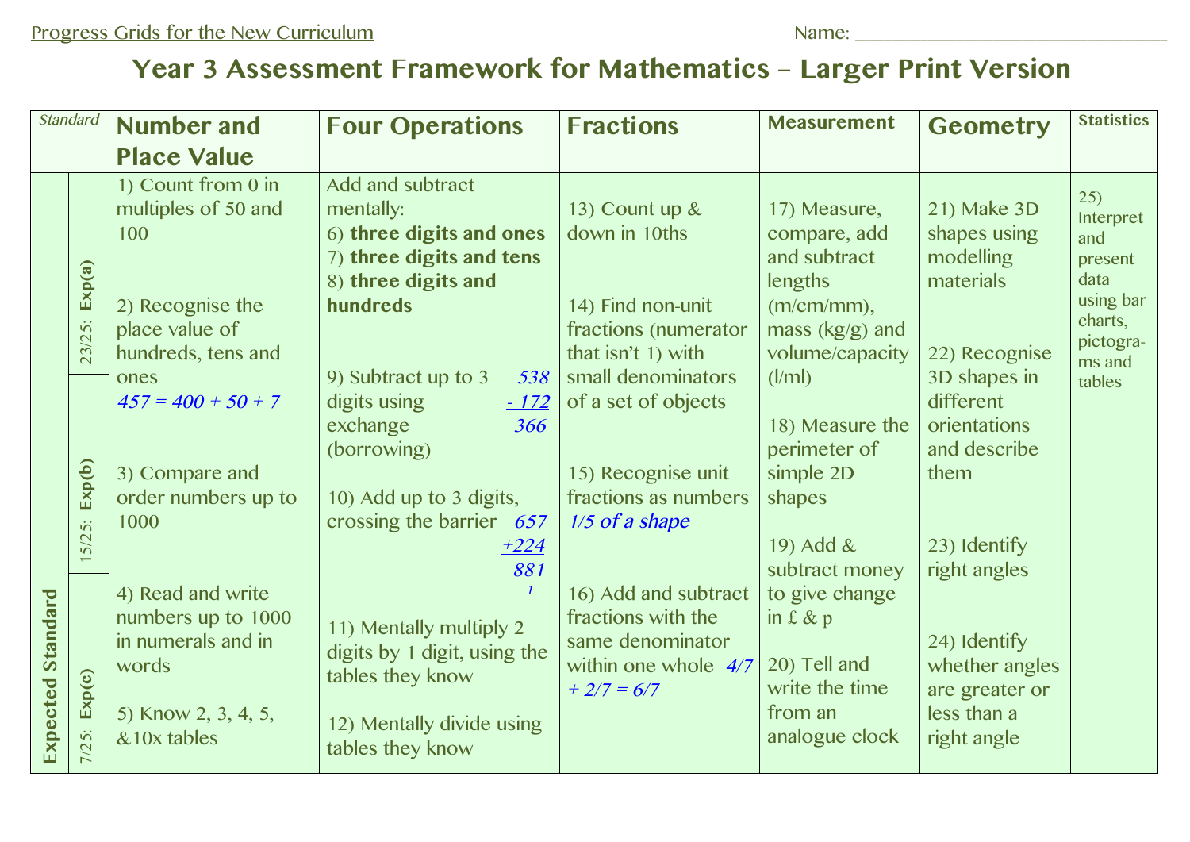Progress Grids for the New Curriculum Name: ______________________________

# Year 3 Assessment Framework for Mathematics – Larger Print Version

| *Standard* | | Number and Place Value | Four Operations | Fractions | Measurement | Geometry | Statistics |
|---|---|---|---|---|---|---|---|
| Expected Standard | 23/25: Exp(a) / 15/25: Exp(b) / 7/25: Exp(c) | 1) Count from 0 in multiples of 50 and 100<br><br>2) Recognise the place value of hundreds, tens and ones *457 = 400 + 50 + 7*<br><br>3) Compare and order numbers up to 1000<br><br>4) Read and write numbers up to 1000 in numerals and in words<br><br>5) Know 2, 3, 4, 5, &10x tables | Add and subtract mentally:<br>6) **three digits and ones**<br>7) **three digits and tens**<br>8) **three digits and hundreds**<br><br>9) Subtract up to 3 digits using exchange (borrowing) *538 - 172 = 366*<br><br>10) Add up to 3 digits, crossing the barrier *657 + 224 = 881*<br><br>11) Mentally multiply 2 digits by 1 digit, using the tables they know<br><br>12) Mentally divide using tables they know | 13) Count up & down in 10ths<br><br>14) Find non-unit fractions (numerator that isn't 1) with small denominators of a set of objects<br><br>15) Recognise unit fractions as numbers *1/5 of a shape*<br><br>16) Add and subtract fractions with the same denominator within one whole *4/7 + 2/7 = 6/7* | 17) Measure, compare, add and subtract lengths (m/cm/mm), mass (kg/g) and volume/capacity (l/ml)<br><br>18) Measure the perimeter of simple 2D shapes<br><br>19) Add & subtract money to give change in £ & p<br><br>20) Tell and write the time from an analogue clock | 21) Make 3D shapes using modelling materials<br><br>22) Recognise 3D shapes in different orientations and describe them<br><br>23) Identify right angles<br><br>24) Identify whether angles are greater or less than a right angle | 25) Interpret and present data using bar charts, pictograms and tables |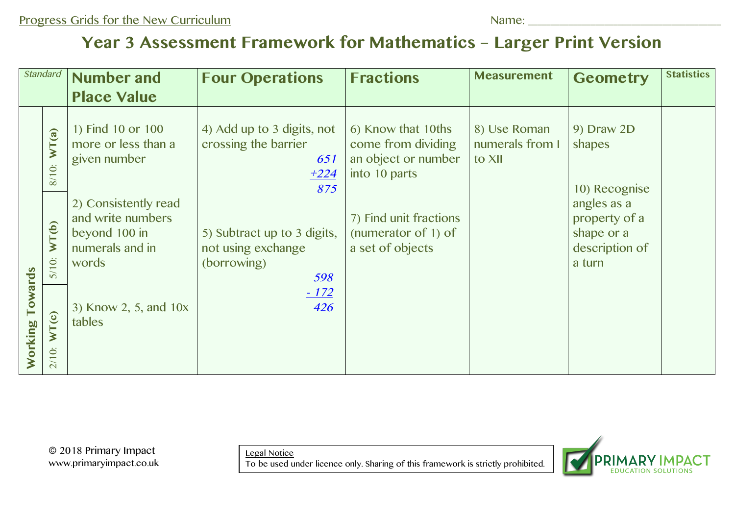Progress Grids for the New Curriculum

Name: ______________________________

# Year 3 Assessment Framework for Mathematics – Larger Print Version

| *Standard* | | Number and Place Value | Four Operations | Fractions | Measurement | Geometry | Statistics |
|---|---|---|---|---|---|---|---|
| Working Towards | 8/10: WT(a) | 1) Find 10 or 100 more or less than a given number | 4) Add up to 3 digits, not crossing the barrier<br>*651*<br>*+224*<br>*875* | 6) Know that 10ths come from dividing an object or number into 10 parts | 8) Use Roman numerals from I to XII | 9) Draw 2D shapes | |
| | 5/10: WT(b) | 2) Consistently read and write numbers beyond 100 in numerals and in words | 5) Subtract up to 3 digits, not using exchange (borrowing)<br>*598*<br>*- 172*<br>*426* | 7) Find unit fractions (numerator of 1) of a set of objects | | 10) Recognise angles as a property of a shape or a description of a turn | |
| | 2/10: WT(c) | 3) Know 2, 5, and 10x tables | | | | | |

© 2018 Primary Impact
www.primaryimpact.co.uk

Legal Notice
To be used under licence only. Sharing of this framework is strictly prohibited.

PRIMARY IMPACT
EDUCATION SOLUTIONS